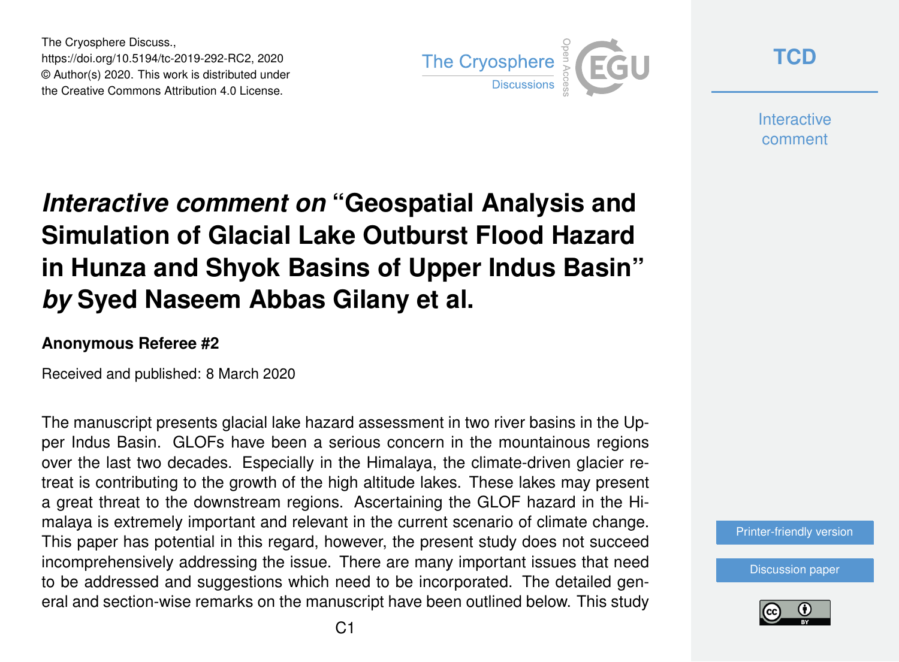The Cryosphere Discuss.,
https://doi.org/10.5194/tc-2019-292-RC2, 2020
© Author(s) 2020. This work is distributed under
the Creative Commons Attribution 4.0 License.

# *Interactive comment on* "Geospatial Analysis and Simulation of Glacial Lake Outburst Flood Hazard in Hunza and Shyok Basins of Upper Indus Basin" *by* Syed Naseem Abbas Gilany et al.

**Anonymous Referee #2**

Received and published: 8 March 2020

The manuscript presents glacial lake hazard assessment in two river basins in the Upper Indus Basin. GLOFs have been a serious concern in the mountainous regions over the last two decades. Especially in the Himalaya, the climate-driven glacier retreat is contributing to the growth of the high altitude lakes. These lakes may present a great threat to the downstream regions. Ascertaining the GLOF hazard in the Himalaya is extremely important and relevant in the current scenario of climate change. This paper has potential in this regard, however, the present study does not succeed incomprehensively addressing the issue. There are many important issues that need to be addressed and suggestions which need to be incorporated. The detailed general and section-wise remarks on the manuscript have been outlined below. This study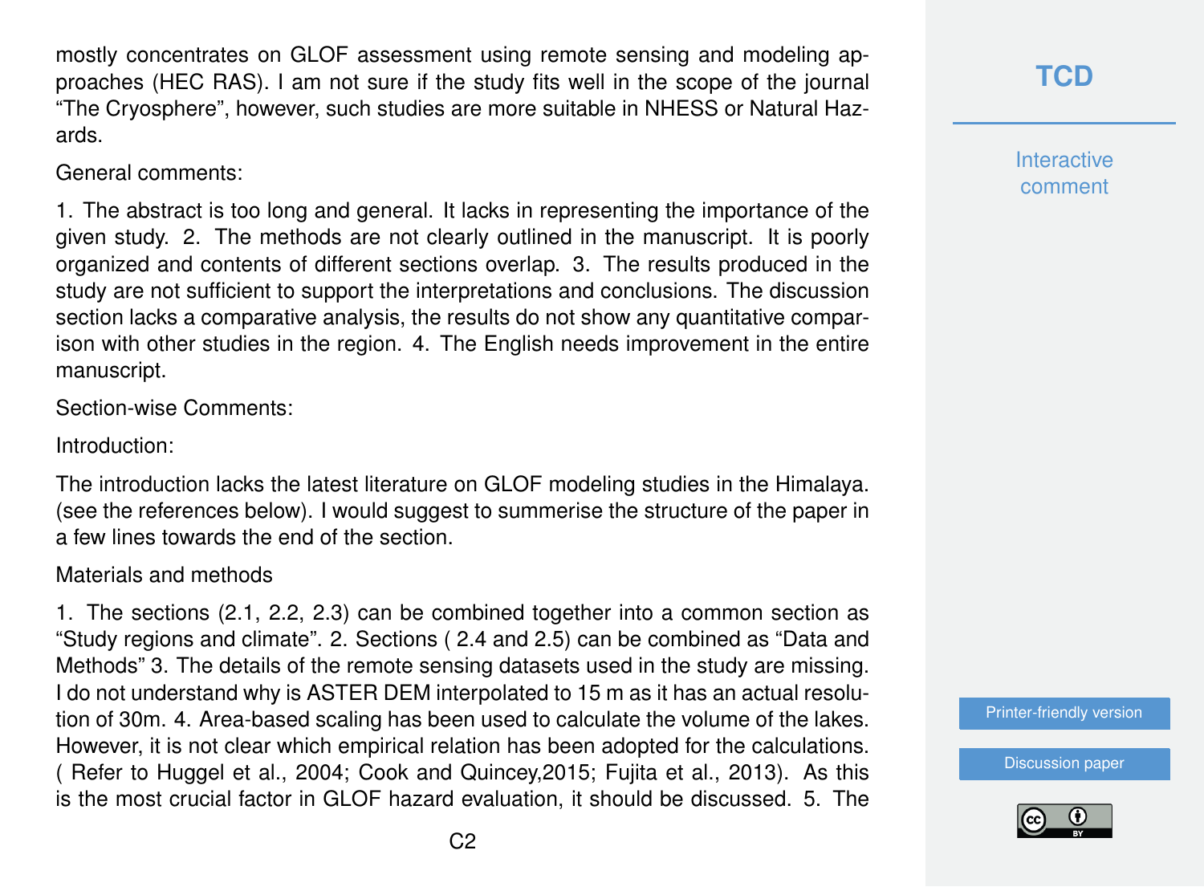mostly concentrates on GLOF assessment using remote sensing and modeling approaches (HEC RAS). I am not sure if the study fits well in the scope of the journal "The Cryosphere", however, such studies are more suitable in NHESS or Natural Hazards.

General comments:

1. The abstract is too long and general. It lacks in representing the importance of the given study. 2. The methods are not clearly outlined in the manuscript. It is poorly organized and contents of different sections overlap. 3. The results produced in the study are not sufficient to support the interpretations and conclusions. The discussion section lacks a comparative analysis, the results do not show any quantitative comparison with other studies in the region. 4. The English needs improvement in the entire manuscript.

Section-wise Comments:

Introduction:

The introduction lacks the latest literature on GLOF modeling studies in the Himalaya. (see the references below). I would suggest to summerise the structure of the paper in a few lines towards the end of the section.

Materials and methods

1. The sections (2.1, 2.2, 2.3) can be combined together into a common section as "Study regions and climate". 2. Sections ( 2.4 and 2.5) can be combined as "Data and Methods" 3. The details of the remote sensing datasets used in the study are missing. I do not understand why is ASTER DEM interpolated to 15 m as it has an actual resolution of 30m. 4. Area-based scaling has been used to calculate the volume of the lakes. However, it is not clear which empirical relation has been adopted for the calculations. ( Refer to Huggel et al., 2004; Cook and Quincey,2015; Fujita et al., 2013). As this is the most crucial factor in GLOF hazard evaluation, it should be discussed. 5. The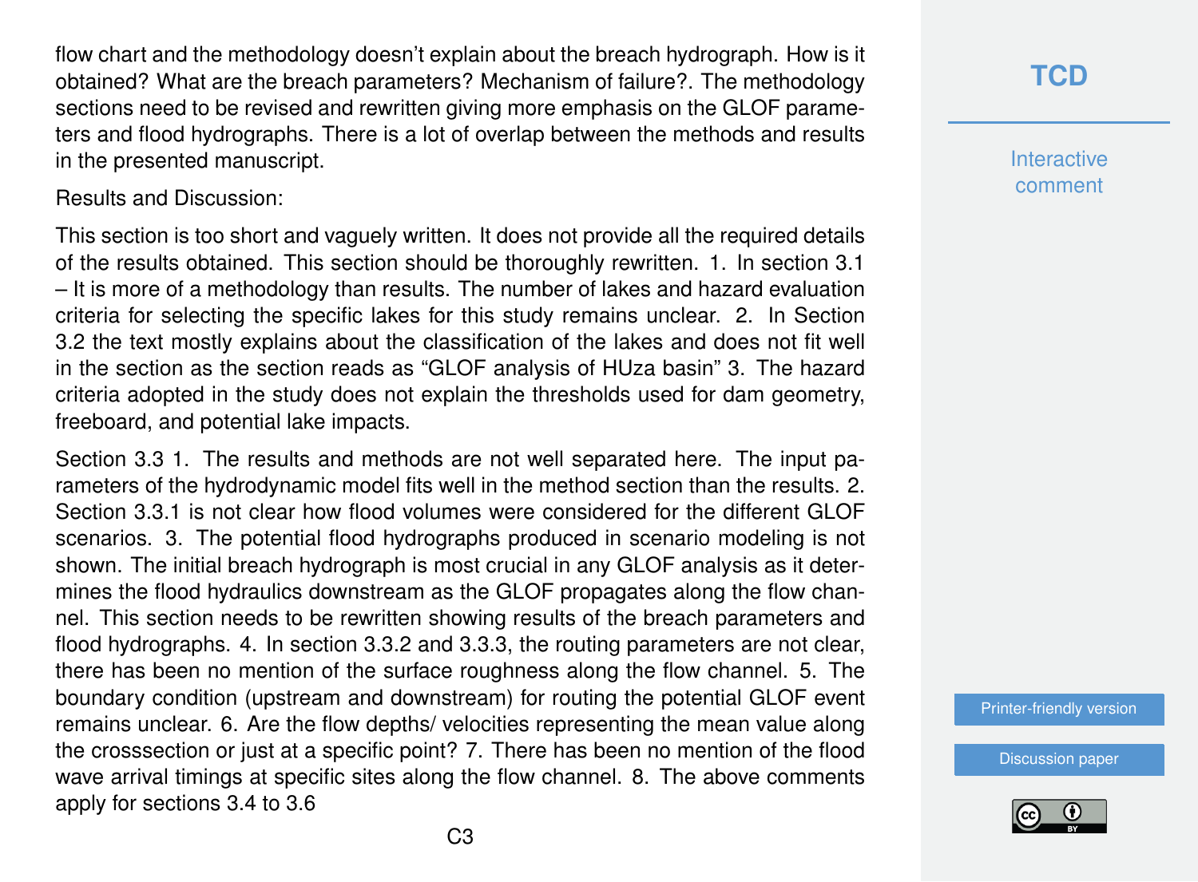flow chart and the methodology doesn't explain about the breach hydrograph. How is it obtained? What are the breach parameters? Mechanism of failure?. The methodology sections need to be revised and rewritten giving more emphasis on the GLOF parameters and flood hydrographs. There is a lot of overlap between the methods and results in the presented manuscript.

Results and Discussion:

This section is too short and vaguely written. It does not provide all the required details of the results obtained. This section should be thoroughly rewritten. 1. In section 3.1 – It is more of a methodology than results. The number of lakes and hazard evaluation criteria for selecting the specific lakes for this study remains unclear. 2. In Section 3.2 the text mostly explains about the classification of the lakes and does not fit well in the section as the section reads as "GLOF analysis of HUza basin" 3. The hazard criteria adopted in the study does not explain the thresholds used for dam geometry, freeboard, and potential lake impacts.

Section 3.3 1. The results and methods are not well separated here. The input parameters of the hydrodynamic model fits well in the method section than the results. 2. Section 3.3.1 is not clear how flood volumes were considered for the different GLOF scenarios. 3. The potential flood hydrographs produced in scenario modeling is not shown. The initial breach hydrograph is most crucial in any GLOF analysis as it determines the flood hydraulics downstream as the GLOF propagates along the flow channel. This section needs to be rewritten showing results of the breach parameters and flood hydrographs. 4. In section 3.3.2 and 3.3.3, the routing parameters are not clear, there has been no mention of the surface roughness along the flow channel. 5. The boundary condition (upstream and downstream) for routing the potential GLOF event remains unclear. 6. Are the flow depths/ velocities representing the mean value along the crosssection or just at a specific point? 7. There has been no mention of the flood wave arrival timings at specific sites along the flow channel. 8. The above comments apply for sections 3.4 to 3.6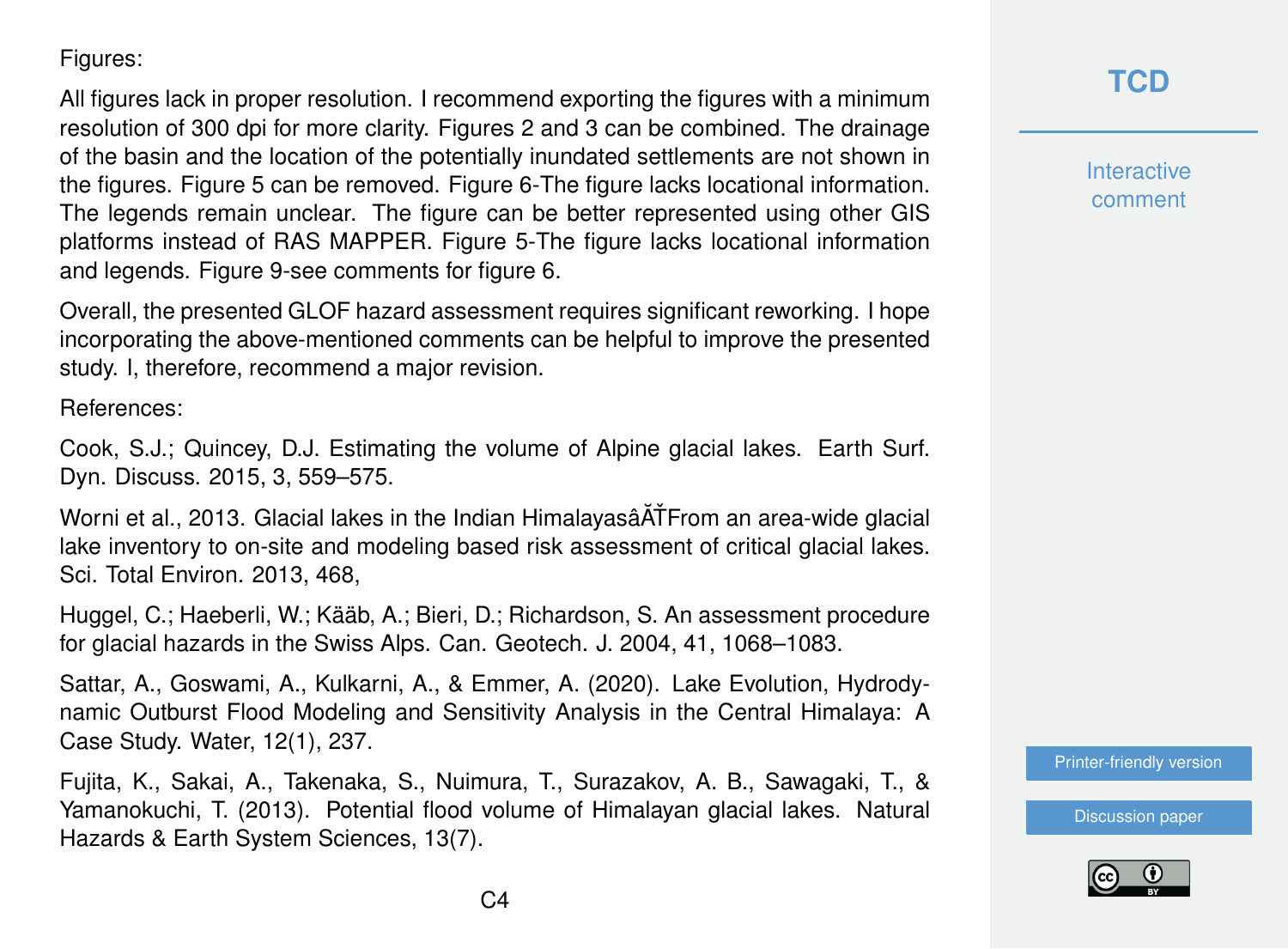Figures:

All figures lack in proper resolution. I recommend exporting the figures with a minimum resolution of 300 dpi for more clarity. Figures 2 and 3 can be combined. The drainage of the basin and the location of the potentially inundated settlements are not shown in the figures. Figure 5 can be removed. Figure 6-The figure lacks locational information. The legends remain unclear. The figure can be better represented using other GIS platforms instead of RAS MAPPER. Figure 5-The figure lacks locational information and legends. Figure 9-see comments for figure 6.

Overall, the presented GLOF hazard assessment requires significant reworking. I hope incorporating the above-mentioned comments can be helpful to improve the presented study. I, therefore, recommend a major revision.

References:

Cook, S.J.; Quincey, D.J. Estimating the volume of Alpine glacial lakes. Earth Surf. Dyn. Discuss. 2015, 3, 559–575.

Worni et al., 2013. Glacial lakes in the Indian HimalayasâĂŤFrom an area-wide glacial lake inventory to on-site and modeling based risk assessment of critical glacial lakes. Sci. Total Environ. 2013, 468,

Huggel, C.; Haeberli, W.; Kääb, A.; Bieri, D.; Richardson, S. An assessment procedure for glacial hazards in the Swiss Alps. Can. Geotech. J. 2004, 41, 1068–1083.

Sattar, A., Goswami, A., Kulkarni, A., & Emmer, A. (2020). Lake Evolution, Hydrodynamic Outburst Flood Modeling and Sensitivity Analysis in the Central Himalaya: A Case Study. Water, 12(1), 237.

Fujita, K., Sakai, A., Takenaka, S., Nuimura, T., Surazakov, A. B., Sawagaki, T., & Yamanokuchi, T. (2013). Potential flood volume of Himalayan glacial lakes. Natural Hazards & Earth System Sciences, 13(7).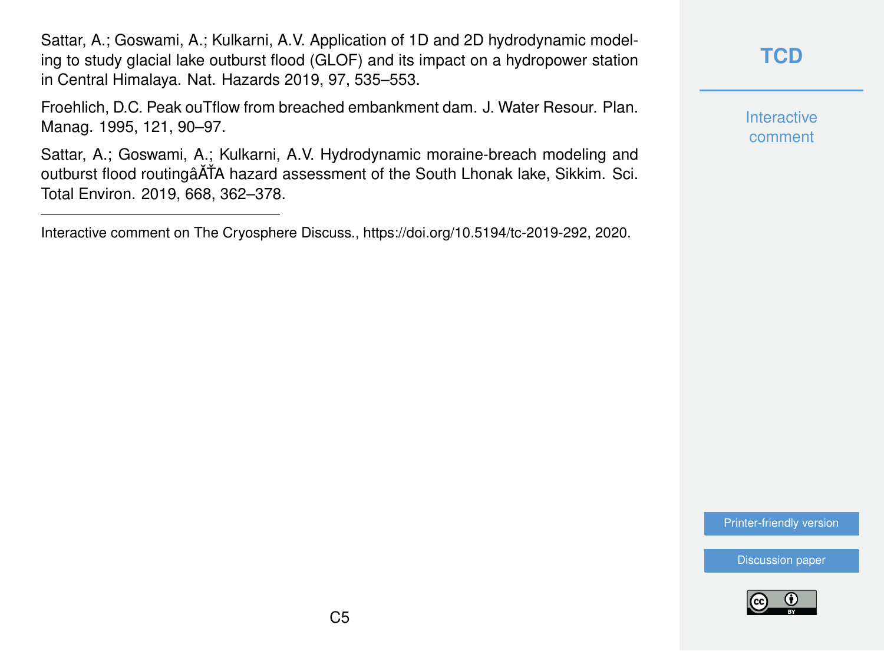Sattar, A.; Goswami, A.; Kulkarni, A.V. Application of 1D and 2D hydrodynamic modeling to study glacial lake outburst flood (GLOF) and its impact on a hydropower station in Central Himalaya. Nat. Hazards 2019, 97, 535–553.

Froehlich, D.C. Peak ouTflow from breached embankment dam. J. Water Resour. Plan. Manag. 1995, 121, 90–97.

Sattar, A.; Goswami, A.; Kulkarni, A.V. Hydrodynamic moraine-breach modeling and outburst flood routingâĂŤA hazard assessment of the South Lhonak lake, Sikkim. Sci. Total Environ. 2019, 668, 362–378.

---

Interactive comment on The Cryosphere Discuss., https://doi.org/10.5194/tc-2019-292, 2020.